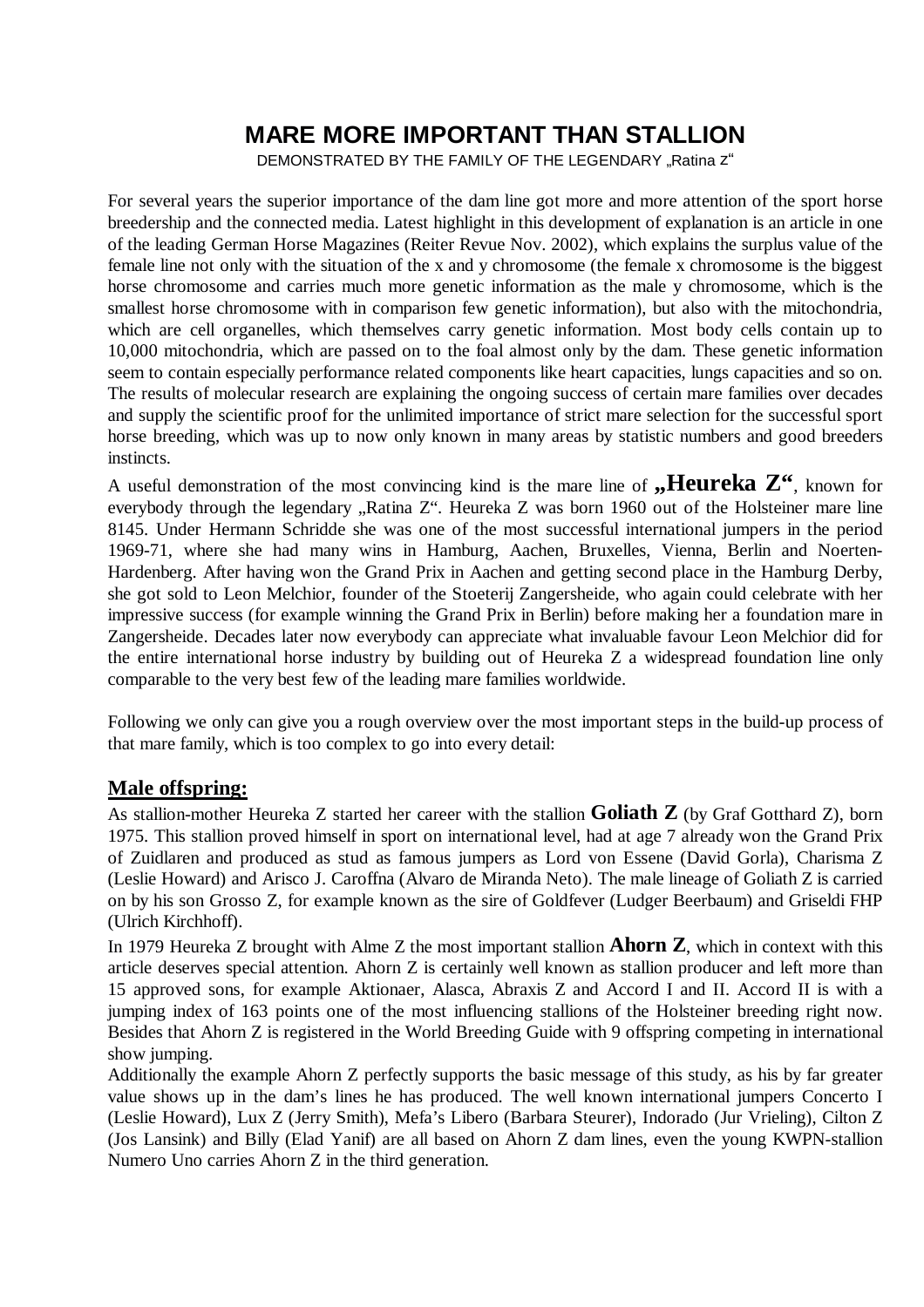# MARE MORE IMPORTANT THAN STALLION

DEMONSTRATED BY THE FAMILY OF THE LEGENDARY „Ratina Z"

For several years the superior importance of the dam line got more and more attention of the sport horse breedership and the connected media. Latest highlight in this development of explanation is an article in one of the leading German Horse Magazines (Reiter Revue Nov. 2002), which explains the surplus value of the female line not only with the situation of the x and y chromosome (the female x chromosome is the biggest horse chromosome and carries much more genetic information as the male y chromosome, which is the smallest horse chromosome with in comparison few genetic information), but also with the mitochondria, which are cell organelles, which themselves carry genetic information. Most body cells contain up to 10,000 mitochondria, which are passed on to the foal almost only by the dam. These genetic information seem to contain especially performance related components like heart capacities, lungs capacities and so on. The results of molecular research are explaining the ongoing success of certain mare families over decades and supply the scientific proof for the unlimited importance of strict mare selection for the successful sport horse breeding, which was up to now only known in many areas by statistic numbers and good breeders instincts.

A useful demonstration of the most convincing kind is the mare line of **„Heureka Z"**, known for everybody through the legendary „Ratina Z". Heureka Z was born 1960 out of the Holsteiner mare line 8145. Under Hermann Schridde she was one of the most successful international jumpers in the period 1969-71, where she had many wins in Hamburg, Aachen, Bruxelles, Vienna, Berlin and Noerten-Hardenberg. After having won the Grand Prix in Aachen and getting second place in the Hamburg Derby, she got sold to Leon Melchior, founder of the Stoeterij Zangersheide, who again could celebrate with her impressive success (for example winning the Grand Prix in Berlin) before making her a foundation mare in Zangersheide. Decades later now everybody can appreciate what invaluable favour Leon Melchior did for the entire international horse industry by building out of Heureka Z a widespread foundation line only comparable to the very best few of the leading mare families worldwide.

Following we only can give you a rough overview over the most important steps in the build-up process of that mare family, which is too complex to go into every detail:

## Male offspring:

As stallion-mother Heureka Z started her career with the stallion **Goliath Z** (by Graf Gotthard Z), born 1975. This stallion proved himself in sport on international level, had at age 7 already won the Grand Prix of Zuidlaren and produced as stud as famous jumpers as Lord von Essene (David Gorla), Charisma Z (Leslie Howard) and Arisco J. Caroffna (Alvaro de Miranda Neto). The male lineage of Goliath Z is carried on by his son Grosso Z, for example known as the sire of Goldfever (Ludger Beerbaum) and Griseldi FHP (Ulrich Kirchhoff).

In 1979 Heureka Z brought with Alme Z the most important stallion **Ahorn Z**, which in context with this article deserves special attention. Ahorn Z is certainly well known as stallion producer and left more than 15 approved sons, for example Aktionaer, Alasca, Abraxis Z and Accord I and II. Accord II is with a jumping index of 163 points one of the most influencing stallions of the Holsteiner breeding right now. Besides that Ahorn Z is registered in the World Breeding Guide with 9 offspring competing in international show jumping.

Additionally the example Ahorn Z perfectly supports the basic message of this study, as his by far greater value shows up in the dam's lines he has produced. The well known international jumpers Concerto I (Leslie Howard), Lux Z (Jerry Smith), Mefa's Libero (Barbara Steurer), Indorado (Jur Vrieling), Cilton Z (Jos Lansink) and Billy (Elad Yanif) are all based on Ahorn Z dam lines, even the young KWPN-stallion Numero Uno carries Ahorn Z in the third generation.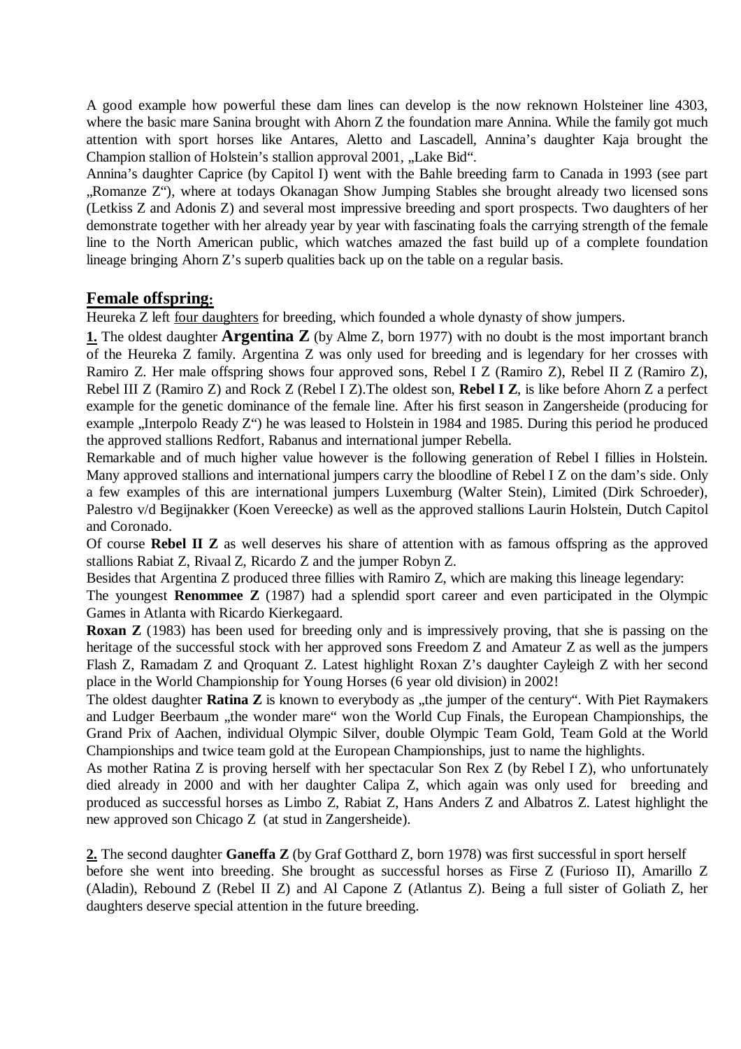A good example how powerful these dam lines can develop is the now reknown Holsteiner line 4303, where the basic mare Sanina brought with Ahorn Z the foundation mare Annina. While the family got much attention with sport horses like Antares, Aletto and Lascadell, Annina's daughter Kaja brought the Champion stallion of Holstein's stallion approval 2001, „Lake Bid".

Annina's daughter Caprice (by Capitol I) went with the Bahle breeding farm to Canada in 1993 (see part „Romanze Z"), where at todays Okanagan Show Jumping Stables she brought already two licensed sons (Letkiss Z and Adonis Z) and several most impressive breeding and sport prospects. Two daughters of her demonstrate together with her already year by year with fascinating foals the carrying strength of the female line to the North American public, which watches amazed the fast build up of a complete foundation lineage bringing Ahorn Z's superb qualities back up on the table on a regular basis.

## Female offspring:

Heureka Z left four daughters for breeding, which founded a whole dynasty of show jumpers.

**1.** The oldest daughter **Argentina Z** (by Alme Z, born 1977) with no doubt is the most important branch of the Heureka Z family. Argentina Z was only used for breeding and is legendary for her crosses with Ramiro Z. Her male offspring shows four approved sons, Rebel I Z (Ramiro Z), Rebel II Z (Ramiro Z), Rebel III Z (Ramiro Z) and Rock Z (Rebel I Z).The oldest son, **Rebel I Z**, is like before Ahorn Z a perfect example for the genetic dominance of the female line. After his first season in Zangersheide (producing for example „Interpolo Ready Z") he was leased to Holstein in 1984 and 1985. During this period he produced the approved stallions Redfort, Rabanus and international jumper Rebella.

Remarkable and of much higher value however is the following generation of Rebel I fillies in Holstein. Many approved stallions and international jumpers carry the bloodline of Rebel I Z on the dam's side. Only a few examples of this are international jumpers Luxemburg (Walter Stein), Limited (Dirk Schroeder), Palestro v/d Begijnakker (Koen Vereecke) as well as the approved stallions Laurin Holstein, Dutch Capitol and Coronado.

Of course **Rebel II Z** as well deserves his share of attention with as famous offspring as the approved stallions Rabiat Z, Rivaal Z, Ricardo Z and the jumper Robyn Z.

Besides that Argentina Z produced three fillies with Ramiro Z, which are making this lineage legendary:

The youngest **Renommee Z** (1987) had a splendid sport career and even participated in the Olympic Games in Atlanta with Ricardo Kierkegaard.

**Roxan Z** (1983) has been used for breeding only and is impressively proving, that she is passing on the heritage of the successful stock with her approved sons Freedom Z and Amateur Z as well as the jumpers Flash Z, Ramadam Z and Qroquant Z. Latest highlight Roxan Z's daughter Cayleigh Z with her second place in the World Championship for Young Horses (6 year old division) in 2002!

The oldest daughter **Ratina Z** is known to everybody as „the jumper of the century". With Piet Raymakers and Ludger Beerbaum „the wonder mare" won the World Cup Finals, the European Championships, the Grand Prix of Aachen, individual Olympic Silver, double Olympic Team Gold, Team Gold at the World Championships and twice team gold at the European Championships, just to name the highlights.

As mother Ratina Z is proving herself with her spectacular Son Rex Z (by Rebel I Z), who unfortunately died already in 2000 and with her daughter Calipa Z, which again was only used for breeding and produced as successful horses as Limbo Z, Rabiat Z, Hans Anders Z and Albatros Z. Latest highlight the new approved son Chicago Z (at stud in Zangersheide).

**2.** The second daughter **Ganeffa Z** (by Graf Gotthard Z, born 1978) was first successful in sport herself before she went into breeding. She brought as successful horses as Firse Z (Furioso II), Amarillo Z (Aladin), Rebound Z (Rebel II Z) and Al Capone Z (Atlantus Z). Being a full sister of Goliath Z, her daughters deserve special attention in the future breeding.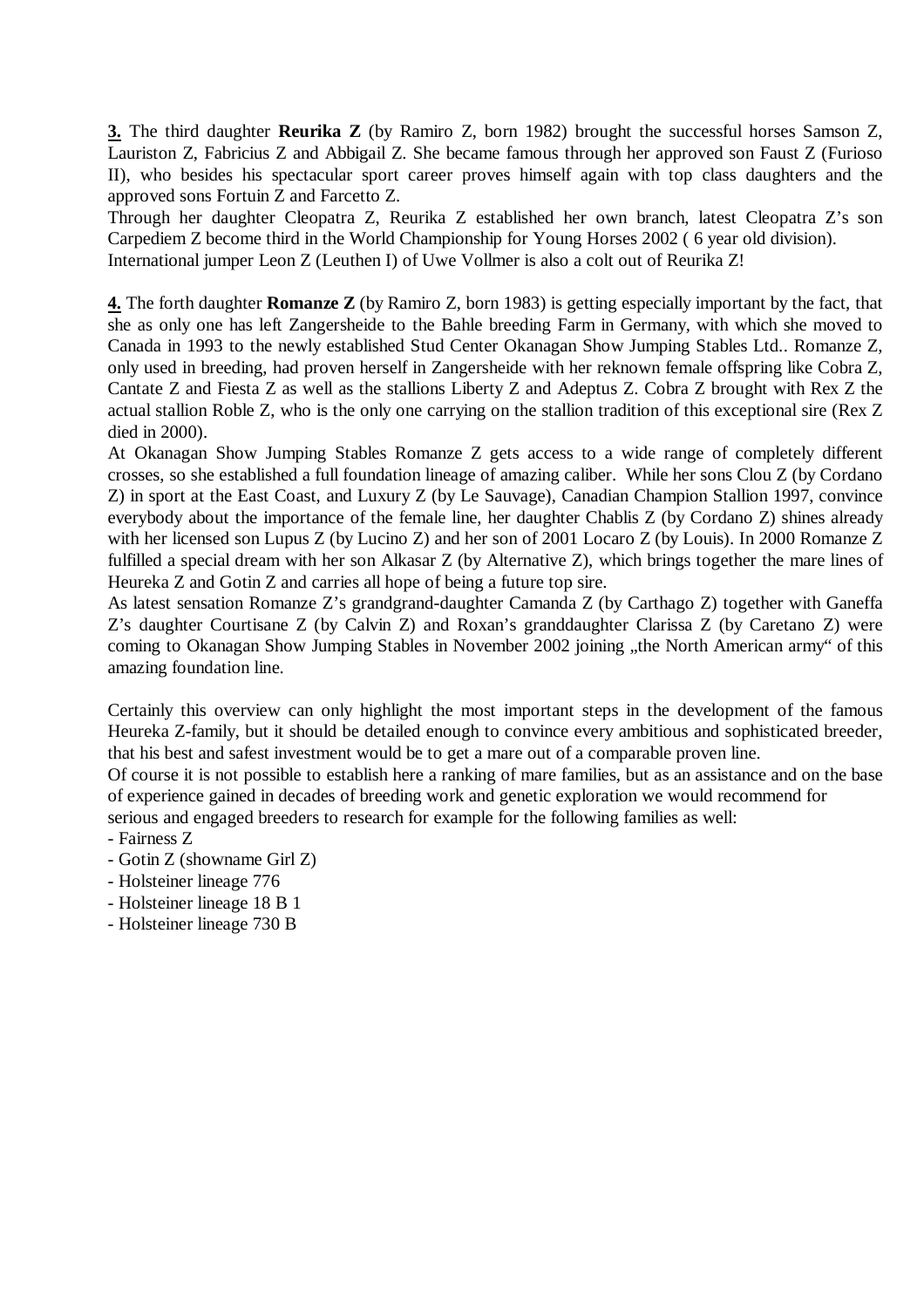**3.** The third daughter **Reurika Z** (by Ramiro Z, born 1982) brought the successful horses Samson Z, Lauriston Z, Fabricius Z and Abbigail Z. She became famous through her approved son Faust Z (Furioso II), who besides his spectacular sport career proves himself again with top class daughters and the approved sons Fortuin Z and Farcetto Z.
Through her daughter Cleopatra Z, Reurika Z established her own branch, latest Cleopatra Z's son Carpediem Z become third in the World Championship for Young Horses 2002 ( 6 year old division).
International jumper Leon Z (Leuthen I) of Uwe Vollmer is also a colt out of Reurika Z!

**4.** The forth daughter **Romanze Z** (by Ramiro Z, born 1983) is getting especially important by the fact, that she as only one has left Zangersheide to the Bahle breeding Farm in Germany, with which she moved to Canada in 1993 to the newly established Stud Center Okanagan Show Jumping Stables Ltd.. Romanze Z, only used in breeding, had proven herself in Zangersheide with her reknown female offspring like Cobra Z, Cantate Z and Fiesta Z as well as the stallions Liberty Z and Adeptus Z. Cobra Z brought with Rex Z the actual stallion Roble Z, who is the only one carrying on the stallion tradition of this exceptional sire (Rex Z died in 2000).
At Okanagan Show Jumping Stables Romanze Z gets access to a wide range of completely different crosses, so she established a full foundation lineage of amazing caliber. While her sons Clou Z (by Cordano Z) in sport at the East Coast, and Luxury Z (by Le Sauvage), Canadian Champion Stallion 1997, convince everybody about the importance of the female line, her daughter Chablis Z (by Cordano Z) shines already with her licensed son Lupus Z (by Lucino Z) and her son of 2001 Locaro Z (by Louis). In 2000 Romanze Z fulfilled a special dream with her son Alkasar Z (by Alternative Z), which brings together the mare lines of Heureka Z and Gotin Z and carries all hope of being a future top sire.
As latest sensation Romanze Z's grandgrand-daughter Camanda Z (by Carthago Z) together with Ganeffa Z's daughter Courtisane Z (by Calvin Z) and Roxan's granddaughter Clarissa Z (by Caretano Z) were coming to Okanagan Show Jumping Stables in November 2002 joining „the North American army" of this amazing foundation line.

Certainly this overview can only highlight the most important steps in the development of the famous Heureka Z-family, but it should be detailed enough to convince every ambitious and sophisticated breeder, that his best and safest investment would be to get a mare out of a comparable proven line.
Of course it is not possible to establish here a ranking of mare families, but as an assistance and on the base of experience gained in decades of breeding work and genetic exploration we would recommend for serious and engaged breeders to research for example for the following families as well:

- Fairness Z
- Gotin Z (showname Girl Z)
- Holsteiner lineage 776
- Holsteiner lineage 18 B 1
- Holsteiner lineage 730 B